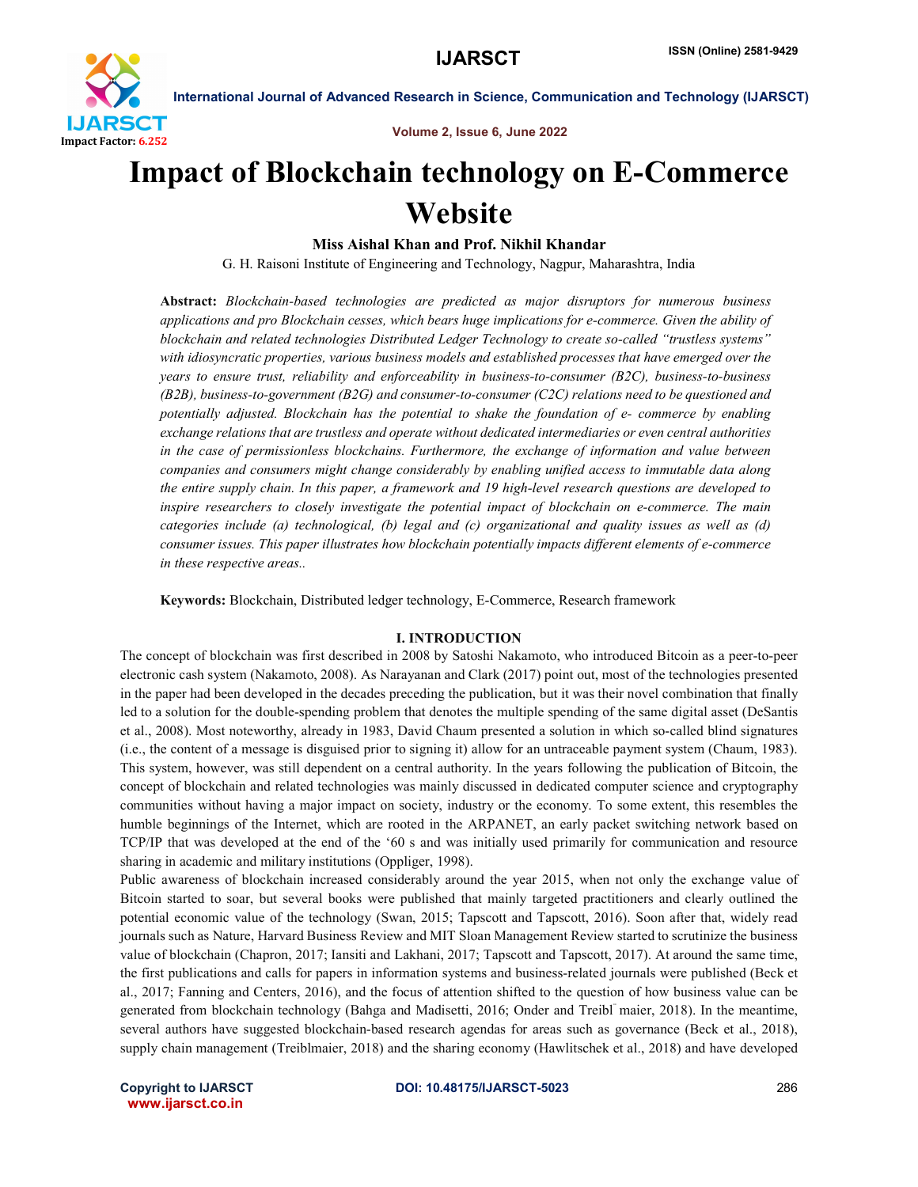# Impact of Blockchain technology on E-Commerce Website

**Miss Aishal Khan and Prof. Nikhil Khandar**

G. H. Raisoni Institute of Engineering and Technology, Nagpur, Maharashtra, India

**Abstract:** *Blockchain-based technologies are predicted as major disruptors for numerous business applications and pro Blockchain cesses, which bears huge implications for e-commerce. Given the ability of blockchain and related technologies Distributed Ledger Technology to create so-called "trustless systems" with idiosyncratic properties, various business models and established processes that have emerged over the years to ensure trust, reliability and enforceability in business-to-consumer (B2C), business-to-business (B2B), business-to-government (B2G) and consumer-to-consumer (C2C) relations need to be questioned and potentially adjusted. Blockchain has the potential to shake the foundation of e- commerce by enabling exchange relations that are trustless and operate without dedicated intermediaries or even central authorities in the case of permissionless blockchains. Furthermore, the exchange of information and value between companies and consumers might change considerably by enabling unified access to immutable data along the entire supply chain. In this paper, a framework and 19 high-level research questions are developed to inspire researchers to closely investigate the potential impact of blockchain on e-commerce. The main categories include (a) technological, (b) legal and (c) organizational and quality issues as well as (d) consumer issues. This paper illustrates how blockchain potentially impacts different elements of e-commerce in these respective areas..*

**Keywords:** Blockchain, Distributed ledger technology, E-Commerce, Research framework

## I. INTRODUCTION

The concept of blockchain was first described in 2008 by Satoshi Nakamoto, who introduced Bitcoin as a peer-to-peer electronic cash system (Nakamoto, 2008). As Narayanan and Clark (2017) point out, most of the technologies presented in the paper had been developed in the decades preceding the publication, but it was their novel combination that finally led to a solution for the double-spending problem that denotes the multiple spending of the same digital asset (DeSantis et al., 2008). Most noteworthy, already in 1983, David Chaum presented a solution in which so-called blind signatures (i.e., the content of a message is disguised prior to signing it) allow for an untraceable payment system (Chaum, 1983). This system, however, was still dependent on a central authority. In the years following the publication of Bitcoin, the concept of blockchain and related technologies was mainly discussed in dedicated computer science and cryptography communities without having a major impact on society, industry or the economy. To some extent, this resembles the humble beginnings of the Internet, which are rooted in the ARPANET, an early packet switching network based on TCP/IP that was developed at the end of the '60 s and was initially used primarily for communication and resource sharing in academic and military institutions (Oppliger, 1998).

Public awareness of blockchain increased considerably around the year 2015, when not only the exchange value of Bitcoin started to soar, but several books were published that mainly targeted practitioners and clearly outlined the potential economic value of the technology (Swan, 2015; Tapscott and Tapscott, 2016). Soon after that, widely read journals such as Nature, Harvard Business Review and MIT Sloan Management Review started to scrutinize the business value of blockchain (Chapron, 2017; Iansiti and Lakhani, 2017; Tapscott and Tapscott, 2017). At around the same time, the first publications and calls for papers in information systems and business-related journals were published (Beck et al., 2017; Fanning and Centers, 2016), and the focus of attention shifted to the question of how business value can be generated from blockchain technology (Bahga and Madisetti, 2016; Onder and Treiblmaier, 2018). In the meantime, several authors have suggested blockchain-based research agendas for areas such as governance (Beck et al., 2018), supply chain management (Treiblmaier, 2018) and the sharing economy (Hawlitschek et al., 2018) and have developed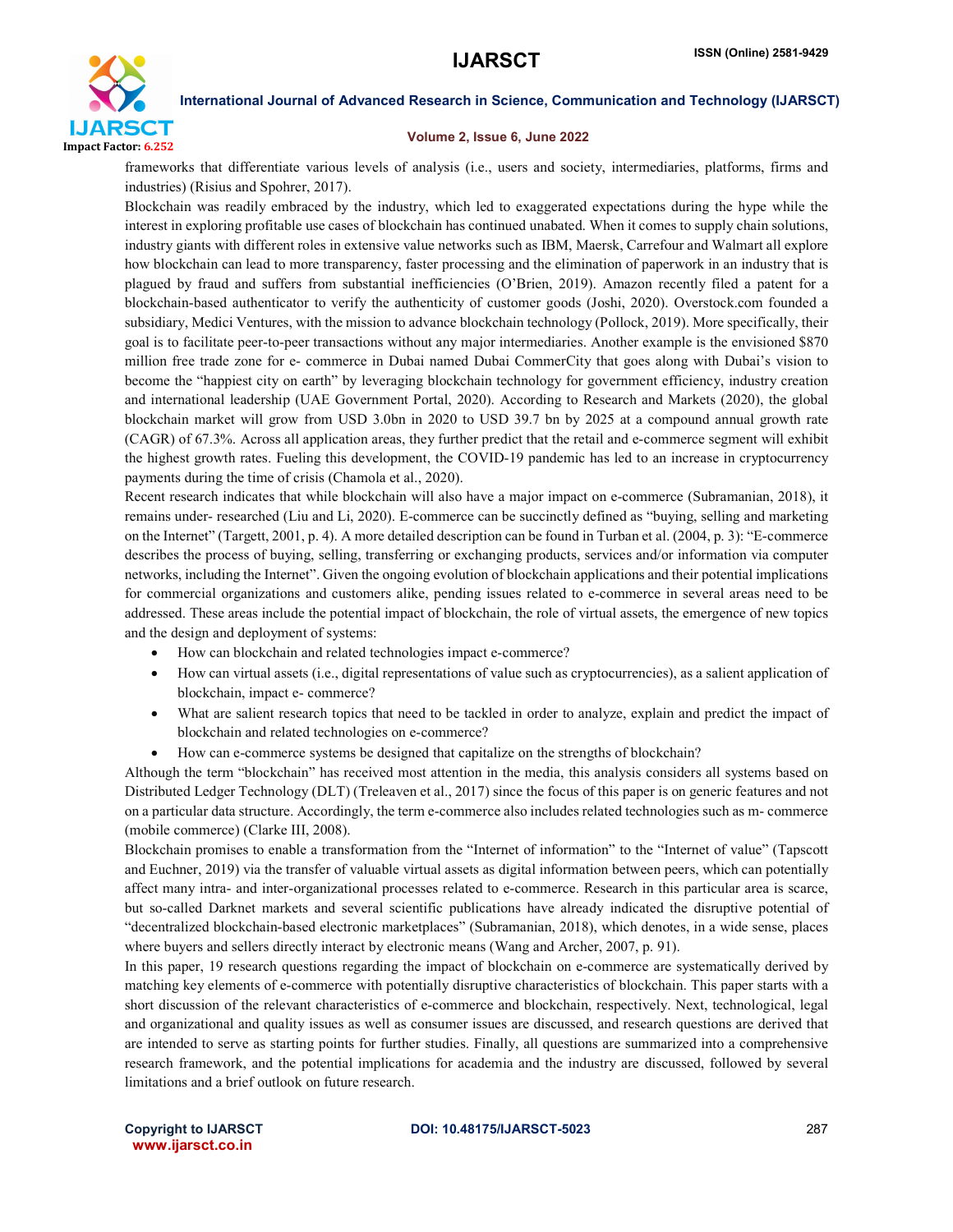frameworks that differentiate various levels of analysis (i.e., users and society, intermediaries, platforms, firms and industries) (Risius and Spohrer, 2017).

Blockchain was readily embraced by the industry, which led to exaggerated expectations during the hype while the interest in exploring profitable use cases of blockchain has continued unabated. When it comes to supply chain solutions, industry giants with different roles in extensive value networks such as IBM, Maersk, Carrefour and Walmart all explore how blockchain can lead to more transparency, faster processing and the elimination of paperwork in an industry that is plagued by fraud and suffers from substantial inefficiencies (O'Brien, 2019). Amazon recently filed a patent for a blockchain-based authenticator to verify the authenticity of customer goods (Joshi, 2020). Overstock.com founded a subsidiary, Medici Ventures, with the mission to advance blockchain technology (Pollock, 2019). More specifically, their goal is to facilitate peer-to-peer transactions without any major intermediaries. Another example is the envisioned $870 million free trade zone for e- commerce in Dubai named Dubai CommerCity that goes along with Dubai's vision to become the "happiest city on earth" by leveraging blockchain technology for government efficiency, industry creation and international leadership (UAE Government Portal, 2020). According to Research and Markets (2020), the global blockchain market will grow from USD 3.0bn in 2020 to USD 39.7 bn by 2025 at a compound annual growth rate (CAGR) of 67.3%. Across all application areas, they further predict that the retail and e-commerce segment will exhibit the highest growth rates. Fueling this development, the COVID-19 pandemic has led to an increase in cryptocurrency payments during the time of crisis (Chamola et al., 2020).

Recent research indicates that while blockchain will also have a major impact on e-commerce (Subramanian, 2018), it remains under- researched (Liu and Li, 2020). E-commerce can be succinctly defined as "buying, selling and marketing on the Internet" (Targett, 2001, p. 4). A more detailed description can be found in Turban et al. (2004, p. 3): "E-commerce describes the process of buying, selling, transferring or exchanging products, services and/or information via computer networks, including the Internet". Given the ongoing evolution of blockchain applications and their potential implications for commercial organizations and customers alike, pending issues related to e-commerce in several areas need to be addressed. These areas include the potential impact of blockchain, the role of virtual assets, the emergence of new topics and the design and deployment of systems:

- How can blockchain and related technologies impact e-commerce?
- How can virtual assets (i.e., digital representations of value such as cryptocurrencies), as a salient application of blockchain, impact e- commerce?
- What are salient research topics that need to be tackled in order to analyze, explain and predict the impact of blockchain and related technologies on e-commerce?
- How can e-commerce systems be designed that capitalize on the strengths of blockchain?

Although the term "blockchain" has received most attention in the media, this analysis considers all systems based on Distributed Ledger Technology (DLT) (Treleaven et al., 2017) since the focus of this paper is on generic features and not on a particular data structure. Accordingly, the term e-commerce also includes related technologies such as m- commerce (mobile commerce) (Clarke III, 2008).

Blockchain promises to enable a transformation from the "Internet of information" to the "Internet of value" (Tapscott and Euchner, 2019) via the transfer of valuable virtual assets as digital information between peers, which can potentially affect many intra- and inter-organizational processes related to e-commerce. Research in this particular area is scarce, but so-called Darknet markets and several scientific publications have already indicated the disruptive potential of "decentralized blockchain-based electronic marketplaces" (Subramanian, 2018), which denotes, in a wide sense, places where buyers and sellers directly interact by electronic means (Wang and Archer, 2007, p. 91).

In this paper, 19 research questions regarding the impact of blockchain on e-commerce are systematically derived by matching key elements of e-commerce with potentially disruptive characteristics of blockchain. This paper starts with a short discussion of the relevant characteristics of e-commerce and blockchain, respectively. Next, technological, legal and organizational and quality issues as well as consumer issues are discussed, and research questions are derived that are intended to serve as starting points for further studies. Finally, all questions are summarized into a comprehensive research framework, and the potential implications for academia and the industry are discussed, followed by several limitations and a brief outlook on future research.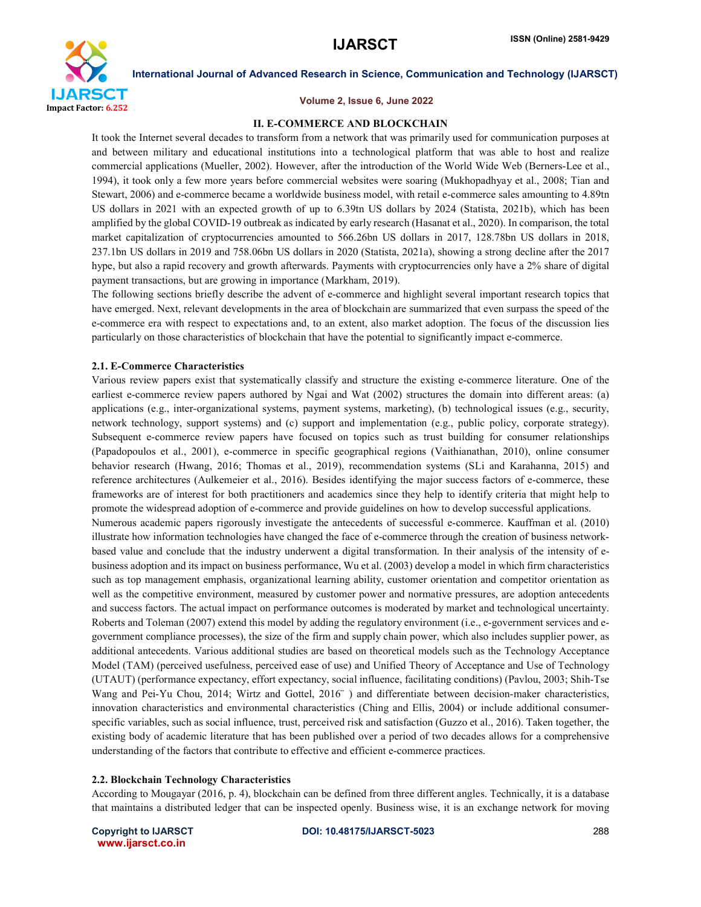## II. E-COMMERCE AND BLOCKCHAIN

It took the Internet several decades to transform from a network that was primarily used for communication purposes at and between military and educational institutions into a technological platform that was able to host and realize commercial applications (Mueller, 2002). However, after the introduction of the World Wide Web (Berners-Lee et al., 1994), it took only a few more years before commercial websites were soaring (Mukhopadhyay et al., 2008; Tian and Stewart, 2006) and e-commerce became a worldwide business model, with retail e-commerce sales amounting to 4.89tn US dollars in 2021 with an expected growth of up to 6.39tn US dollars by 2024 (Statista, 2021b), which has been amplified by the global COVID-19 outbreak as indicated by early research (Hasanat et al., 2020). In comparison, the total market capitalization of cryptocurrencies amounted to 566.26bn US dollars in 2017, 128.78bn US dollars in 2018, 237.1bn US dollars in 2019 and 758.06bn US dollars in 2020 (Statista, 2021a), showing a strong decline after the 2017 hype, but also a rapid recovery and growth afterwards. Payments with cryptocurrencies only have a 2% share of digital payment transactions, but are growing in importance (Markham, 2019).

The following sections briefly describe the advent of e-commerce and highlight several important research topics that have emerged. Next, relevant developments in the area of blockchain are summarized that even surpass the speed of the e-commerce era with respect to expectations and, to an extent, also market adoption. The focus of the discussion lies particularly on those characteristics of blockchain that have the potential to significantly impact e-commerce.

### 2.1. E-Commerce Characteristics

Various review papers exist that systematically classify and structure the existing e-commerce literature. One of the earliest e-commerce review papers authored by Ngai and Wat (2002) structures the domain into different areas: (a) applications (e.g., inter-organizational systems, payment systems, marketing), (b) technological issues (e.g., security, network technology, support systems) and (c) support and implementation (e.g., public policy, corporate strategy). Subsequent e-commerce review papers have focused on topics such as trust building for consumer relationships (Papadopoulos et al., 2001), e-commerce in specific geographical regions (Vaithianathan, 2010), online consumer behavior research (Hwang, 2016; Thomas et al., 2019), recommendation systems (SLi and Karahanna, 2015) and reference architectures (Aulkemeier et al., 2016). Besides identifying the major success factors of e-commerce, these frameworks are of interest for both practitioners and academics since they help to identify criteria that might help to promote the widespread adoption of e-commerce and provide guidelines on how to develop successful applications.

Numerous academic papers rigorously investigate the antecedents of successful e-commerce. Kauffman et al. (2010) illustrate how information technologies have changed the face of e-commerce through the creation of business network-based value and conclude that the industry underwent a digital transformation. In their analysis of the intensity of e-business adoption and its impact on business performance, Wu et al. (2003) develop a model in which firm characteristics such as top management emphasis, organizational learning ability, customer orientation and competitor orientation as well as the competitive environment, measured by customer power and normative pressures, are adoption antecedents and success factors. The actual impact on performance outcomes is moderated by market and technological uncertainty. Roberts and Toleman (2007) extend this model by adding the regulatory environment (i.e., e-government services and e-government compliance processes), the size of the firm and supply chain power, which also includes supplier power, as additional antecedents. Various additional studies are based on theoretical models such as the Technology Acceptance Model (TAM) (perceived usefulness, perceived ease of use) and Unified Theory of Acceptance and Use of Technology (UTAUT) (performance expectancy, effort expectancy, social influence, facilitating conditions) (Pavlou, 2003; Shih-Tse Wang and Pei-Yu Chou, 2014; Wirtz and Gottel, 2016¨ ) and differentiate between decision-maker characteristics, innovation characteristics and environmental characteristics (Ching and Ellis, 2004) or include additional consumer-specific variables, such as social influence, trust, perceived risk and satisfaction (Guzzo et al., 2016). Taken together, the existing body of academic literature that has been published over a period of two decades allows for a comprehensive understanding of the factors that contribute to effective and efficient e-commerce practices.

### 2.2. Blockchain Technology Characteristics

According to Mougayar (2016, p. 4), blockchain can be defined from three different angles. Technically, it is a database that maintains a distributed ledger that can be inspected openly. Business wise, it is an exchange network for moving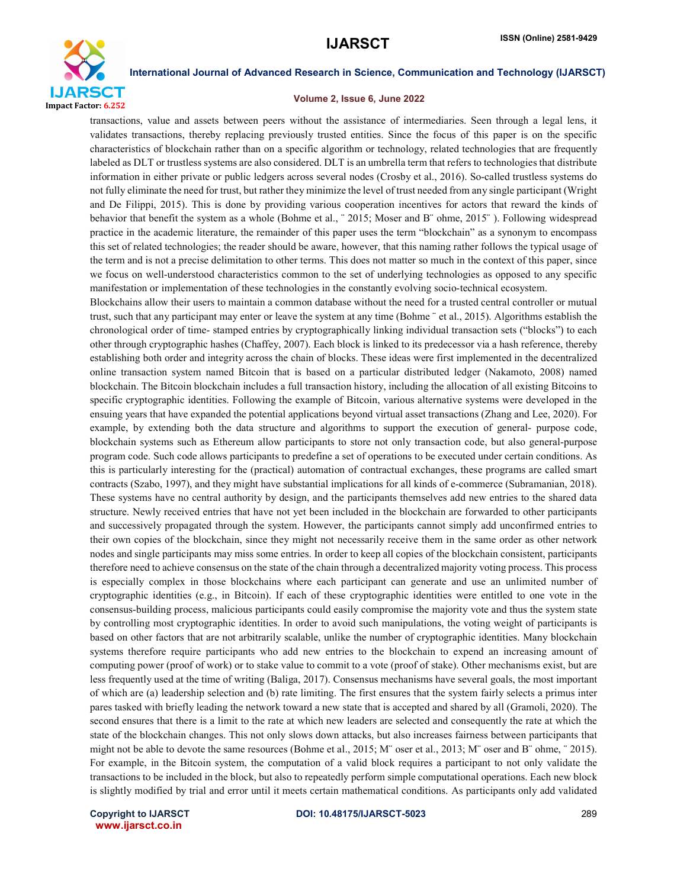transactions, value and assets between peers without the assistance of intermediaries. Seen through a legal lens, it validates transactions, thereby replacing previously trusted entities. Since the focus of this paper is on the specific characteristics of blockchain rather than on a specific algorithm or technology, related technologies that are frequently labeled as DLT or trustless systems are also considered. DLT is an umbrella term that refers to technologies that distribute information in either private or public ledgers across several nodes (Crosby et al., 2016). So-called trustless systems do not fully eliminate the need for trust, but rather they minimize the level of trust needed from any single participant (Wright and De Filippi, 2015). This is done by providing various cooperation incentives for actors that reward the kinds of behavior that benefit the system as a whole (Bohme et al., ¨ 2015; Moser and B¨ ohme, 2015¨ ). Following widespread practice in the academic literature, the remainder of this paper uses the term "blockchain" as a synonym to encompass this set of related technologies; the reader should be aware, however, that this naming rather follows the typical usage of the term and is not a precise delimitation to other terms. This does not matter so much in the context of this paper, since we focus on well-understood characteristics common to the set of underlying technologies as opposed to any specific manifestation or implementation of these technologies in the constantly evolving socio-technical ecosystem.

Blockchains allow their users to maintain a common database without the need for a trusted central controller or mutual trust, such that any participant may enter or leave the system at any time (Bohme ¨ et al., 2015). Algorithms establish the chronological order of time- stamped entries by cryptographically linking individual transaction sets ("blocks") to each other through cryptographic hashes (Chaffey, 2007). Each block is linked to its predecessor via a hash reference, thereby establishing both order and integrity across the chain of blocks. These ideas were first implemented in the decentralized online transaction system named Bitcoin that is based on a particular distributed ledger (Nakamoto, 2008) named blockchain. The Bitcoin blockchain includes a full transaction history, including the allocation of all existing Bitcoins to specific cryptographic identities. Following the example of Bitcoin, various alternative systems were developed in the ensuing years that have expanded the potential applications beyond virtual asset transactions (Zhang and Lee, 2020). For example, by extending both the data structure and algorithms to support the execution of general- purpose code, blockchain systems such as Ethereum allow participants to store not only transaction code, but also general-purpose program code. Such code allows participants to predefine a set of operations to be executed under certain conditions. As this is particularly interesting for the (practical) automation of contractual exchanges, these programs are called smart contracts (Szabo, 1997), and they might have substantial implications for all kinds of e-commerce (Subramanian, 2018). These systems have no central authority by design, and the participants themselves add new entries to the shared data structure. Newly received entries that have not yet been included in the blockchain are forwarded to other participants and successively propagated through the system. However, the participants cannot simply add unconfirmed entries to their own copies of the blockchain, since they might not necessarily receive them in the same order as other network nodes and single participants may miss some entries. In order to keep all copies of the blockchain consistent, participants therefore need to achieve consensus on the state of the chain through a decentralized majority voting process. This process is especially complex in those blockchains where each participant can generate and use an unlimited number of cryptographic identities (e.g., in Bitcoin). If each of these cryptographic identities were entitled to one vote in the consensus-building process, malicious participants could easily compromise the majority vote and thus the system state by controlling most cryptographic identities. In order to avoid such manipulations, the voting weight of participants is based on other factors that are not arbitrarily scalable, unlike the number of cryptographic identities. Many blockchain systems therefore require participants who add new entries to the blockchain to expend an increasing amount of computing power (proof of work) or to stake value to commit to a vote (proof of stake). Other mechanisms exist, but are less frequently used at the time of writing (Baliga, 2017). Consensus mechanisms have several goals, the most important of which are (a) leadership selection and (b) rate limiting. The first ensures that the system fairly selects a primus inter pares tasked with briefly leading the network toward a new state that is accepted and shared by all (Gramoli, 2020). The second ensures that there is a limit to the rate at which new leaders are selected and consequently the rate at which the state of the blockchain changes. This not only slows down attacks, but also increases fairness between participants that might not be able to devote the same resources (Bohme et al., 2015; M¨ oser et al., 2013; M¨ oser and B¨ ohme, ¨ 2015). For example, in the Bitcoin system, the computation of a valid block requires a participant to not only validate the transactions to be included in the block, but also to repeatedly perform simple computational operations. Each new block is slightly modified by trial and error until it meets certain mathematical conditions. As participants only add validated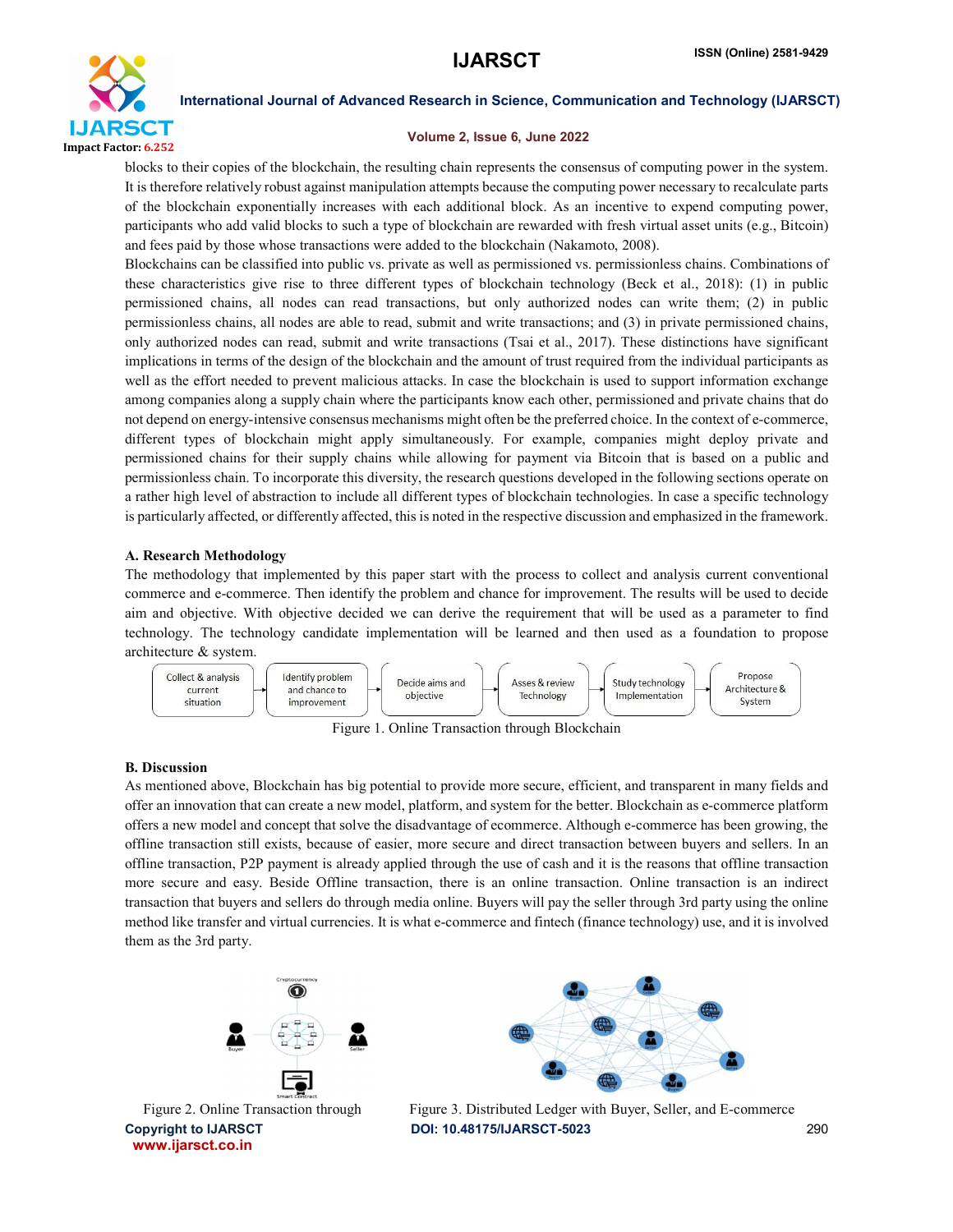blocks to their copies of the blockchain, the resulting chain represents the consensus of computing power in the system. It is therefore relatively robust against manipulation attempts because the computing power necessary to recalculate parts of the blockchain exponentially increases with each additional block. As an incentive to expend computing power, participants who add valid blocks to such a type of blockchain are rewarded with fresh virtual asset units (e.g., Bitcoin) and fees paid by those whose transactions were added to the blockchain (Nakamoto, 2008).

Blockchains can be classified into public vs. private as well as permissioned vs. permissionless chains. Combinations of these characteristics give rise to three different types of blockchain technology (Beck et al., 2018): (1) in public permissioned chains, all nodes can read transactions, but only authorized nodes can write them; (2) in public permissionless chains, all nodes are able to read, submit and write transactions; and (3) in private permissioned chains, only authorized nodes can read, submit and write transactions (Tsai et al., 2017). These distinctions have significant implications in terms of the design of the blockchain and the amount of trust required from the individual participants as well as the effort needed to prevent malicious attacks. In case the blockchain is used to support information exchange among companies along a supply chain where the participants know each other, permissioned and private chains that do not depend on energy-intensive consensus mechanisms might often be the preferred choice. In the context of e-commerce, different types of blockchain might apply simultaneously. For example, companies might deploy private and permissioned chains for their supply chains while allowing for payment via Bitcoin that is based on a public and permissionless chain. To incorporate this diversity, the research questions developed in the following sections operate on a rather high level of abstraction to include all different types of blockchain technologies. In case a specific technology is particularly affected, or differently affected, this is noted in the respective discussion and emphasized in the framework.

### A. Research Methodology

The methodology that implemented by this paper start with the process to collect and analysis current conventional commerce and e-commerce. Then identify the problem and chance for improvement. The results will be used to decide aim and objective. With objective decided we can derive the requirement that will be used as a parameter to find technology. The technology candidate implementation will be learned and then used as a foundation to propose architecture & system.

Collect & analysis current situation → Identify problem and chance to improvement → Decide aims and objective → Asses & review Technology → Study technology Implementation → Propose Architecture & System

Figure 1. Online Transaction through Blockchain

### B. Discussion

As mentioned above, Blockchain has big potential to provide more secure, efficient, and transparent in many fields and offer an innovation that can create a new model, platform, and system for the better. Blockchain as e-commerce platform offers a new model and concept that solve the disadvantage of ecommerce. Although e-commerce has been growing, the offline transaction still exists, because of easier, more secure and direct transaction between buyers and sellers. In an offline transaction, P2P payment is already applied through the use of cash and it is the reasons that offline transaction more secure and easy. Beside Offline transaction, there is an online transaction. Online transaction is an indirect transaction that buyers and sellers do through media online. Buyers will pay the seller through 3rd party using the online method like transfer and virtual currencies. It is what e-commerce and fintech (finance technology) use, and it is involved them as the 3rd party.

Figure 2. Online Transaction through

Figure 3. Distributed Ledger with Buyer, Seller, and E-commerce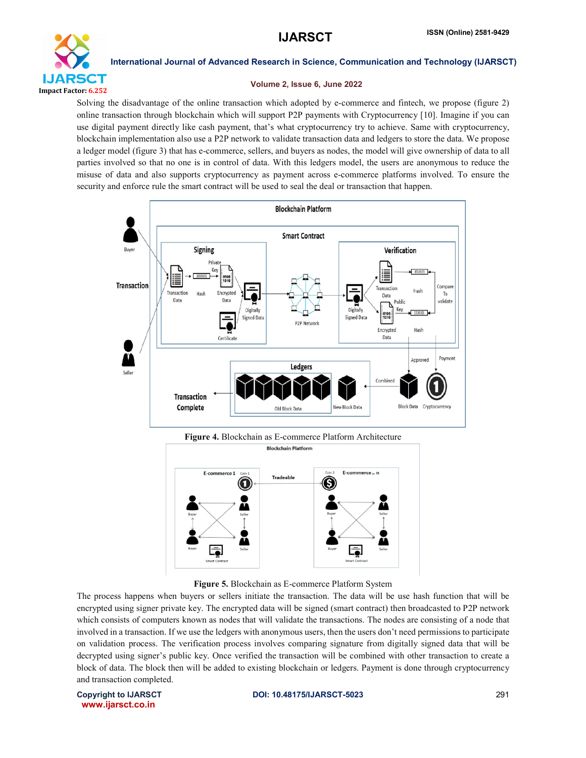Solving the disadvantage of the online transaction which adopted by e-commerce and fintech, we propose (figure 2) online transaction through blockchain which will support P2P payments with Cryptocurrency [10]. Imagine if you can use digital payment directly like cash payment, that's what cryptocurrency try to achieve. Same with cryptocurrency, blockchain implementation also use a P2P network to validate transaction data and ledgers to store the data. We propose a ledger model (figure 3) that has e-commerce, sellers, and buyers as nodes, the model will give ownership of data to all parties involved so that no one is in control of data. With this ledgers model, the users are anonymous to reduce the misuse of data and also supports cryptocurrency as payment across e-commerce platforms involved. To ensure the security and enforce rule the smart contract will be used to seal the deal or transaction that happen.

**Figure 4.** Blockchain as E-commerce Platform Architecture

**Figure 5.** Blockchain as E-commerce Platform System

The process happens when buyers or sellers initiate the transaction. The data will be use hash function that will be encrypted using signer private key. The encrypted data will be signed (smart contract) then broadcasted to P2P network which consists of computers known as nodes that will validate the transactions. The nodes are consisting of a node that involved in a transaction. If we use the ledgers with anonymous users, then the users don't need permissions to participate on validation process. The verification process involves comparing signature from digitally signed data that will be decrypted using signer's public key. Once verified the transaction will be combined with other transaction to create a block of data. The block then will be added to existing blockchain or ledgers. Payment is done through cryptocurrency and transaction completed.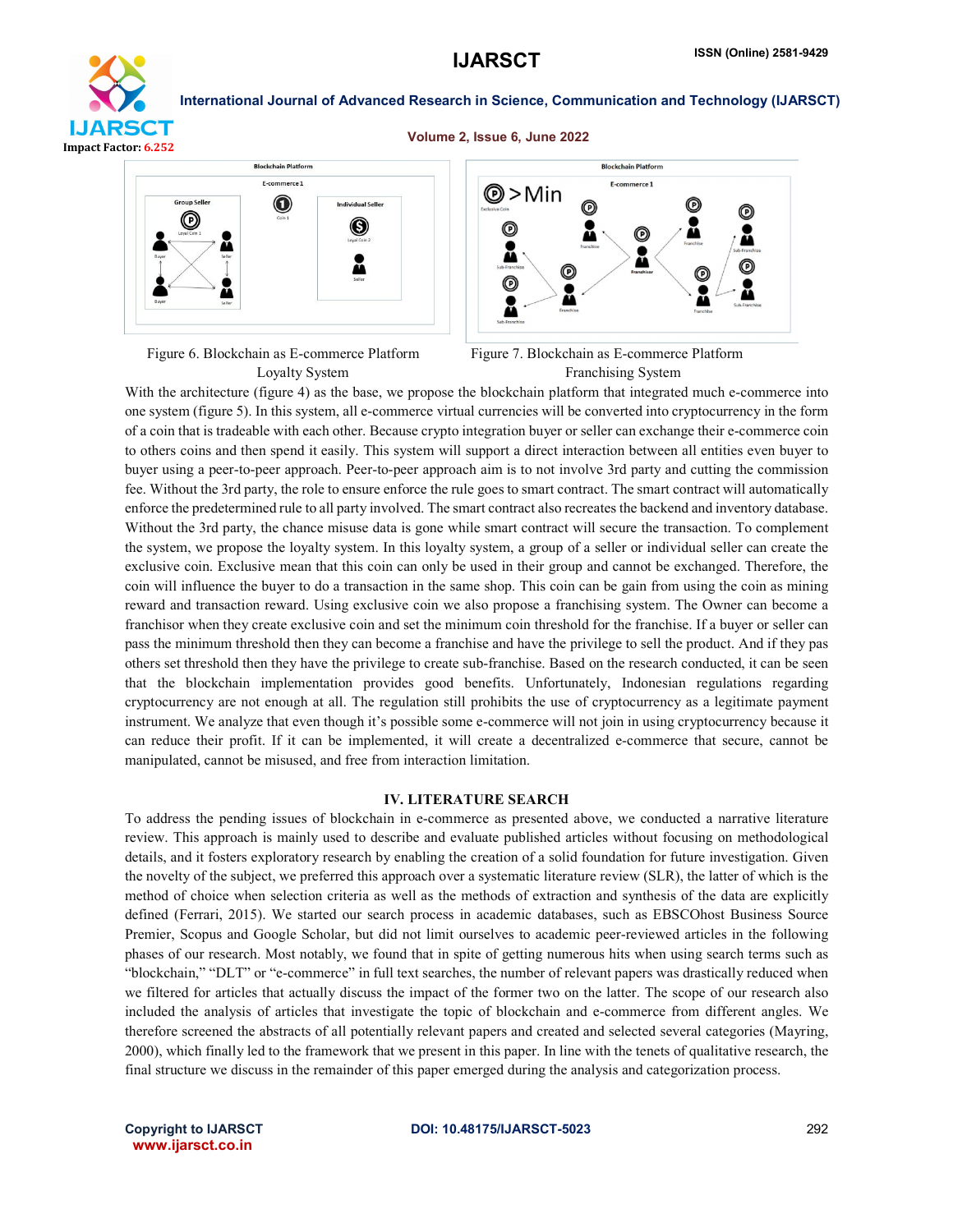Figure 6. Blockchain as E-commerce Platform Loyalty System

Figure 7. Blockchain as E-commerce Platform Franchising System

With the architecture (figure 4) as the base, we propose the blockchain platform that integrated much e-commerce into one system (figure 5). In this system, all e-commerce virtual currencies will be converted into cryptocurrency in the form of a coin that is tradeable with each other. Because crypto integration buyer or seller can exchange their e-commerce coin to others coins and then spend it easily. This system will support a direct interaction between all entities even buyer to buyer using a peer-to-peer approach. Peer-to-peer approach aim is to not involve 3rd party and cutting the commission fee. Without the 3rd party, the role to ensure enforce the rule goes to smart contract. The smart contract will automatically enforce the predetermined rule to all party involved. The smart contract also recreates the backend and inventory database. Without the 3rd party, the chance misuse data is gone while smart contract will secure the transaction. To complement the system, we propose the loyalty system. In this loyalty system, a group of a seller or individual seller can create the exclusive coin. Exclusive mean that this coin can only be used in their group and cannot be exchanged. Therefore, the coin will influence the buyer to do a transaction in the same shop. This coin can be gain from using the coin as mining reward and transaction reward. Using exclusive coin we also propose a franchising system. The Owner can become a franchisor when they create exclusive coin and set the minimum coin threshold for the franchise. If a buyer or seller can pass the minimum threshold then they can become a franchise and have the privilege to sell the product. And if they pas others set threshold then they have the privilege to create sub-franchise. Based on the research conducted, it can be seen that the blockchain implementation provides good benefits. Unfortunately, Indonesian regulations regarding cryptocurrency are not enough at all. The regulation still prohibits the use of cryptocurrency as a legitimate payment instrument. We analyze that even though it's possible some e-commerce will not join in using cryptocurrency because it can reduce their profit. If it can be implemented, it will create a decentralized e-commerce that secure, cannot be manipulated, cannot be misused, and free from interaction limitation.

## IV. LITERATURE SEARCH

To address the pending issues of blockchain in e-commerce as presented above, we conducted a narrative literature review. This approach is mainly used to describe and evaluate published articles without focusing on methodological details, and it fosters exploratory research by enabling the creation of a solid foundation for future investigation. Given the novelty of the subject, we preferred this approach over a systematic literature review (SLR), the latter of which is the method of choice when selection criteria as well as the methods of extraction and synthesis of the data are explicitly defined (Ferrari, 2015). We started our search process in academic databases, such as EBSCOhost Business Source Premier, Scopus and Google Scholar, but did not limit ourselves to academic peer-reviewed articles in the following phases of our research. Most notably, we found that in spite of getting numerous hits when using search terms such as "blockchain," "DLT" or "e-commerce" in full text searches, the number of relevant papers was drastically reduced when we filtered for articles that actually discuss the impact of the former two on the latter. The scope of our research also included the analysis of articles that investigate the topic of blockchain and e-commerce from different angles. We therefore screened the abstracts of all potentially relevant papers and created and selected several categories (Mayring, 2000), which finally led to the framework that we present in this paper. In line with the tenets of qualitative research, the final structure we discuss in the remainder of this paper emerged during the analysis and categorization process.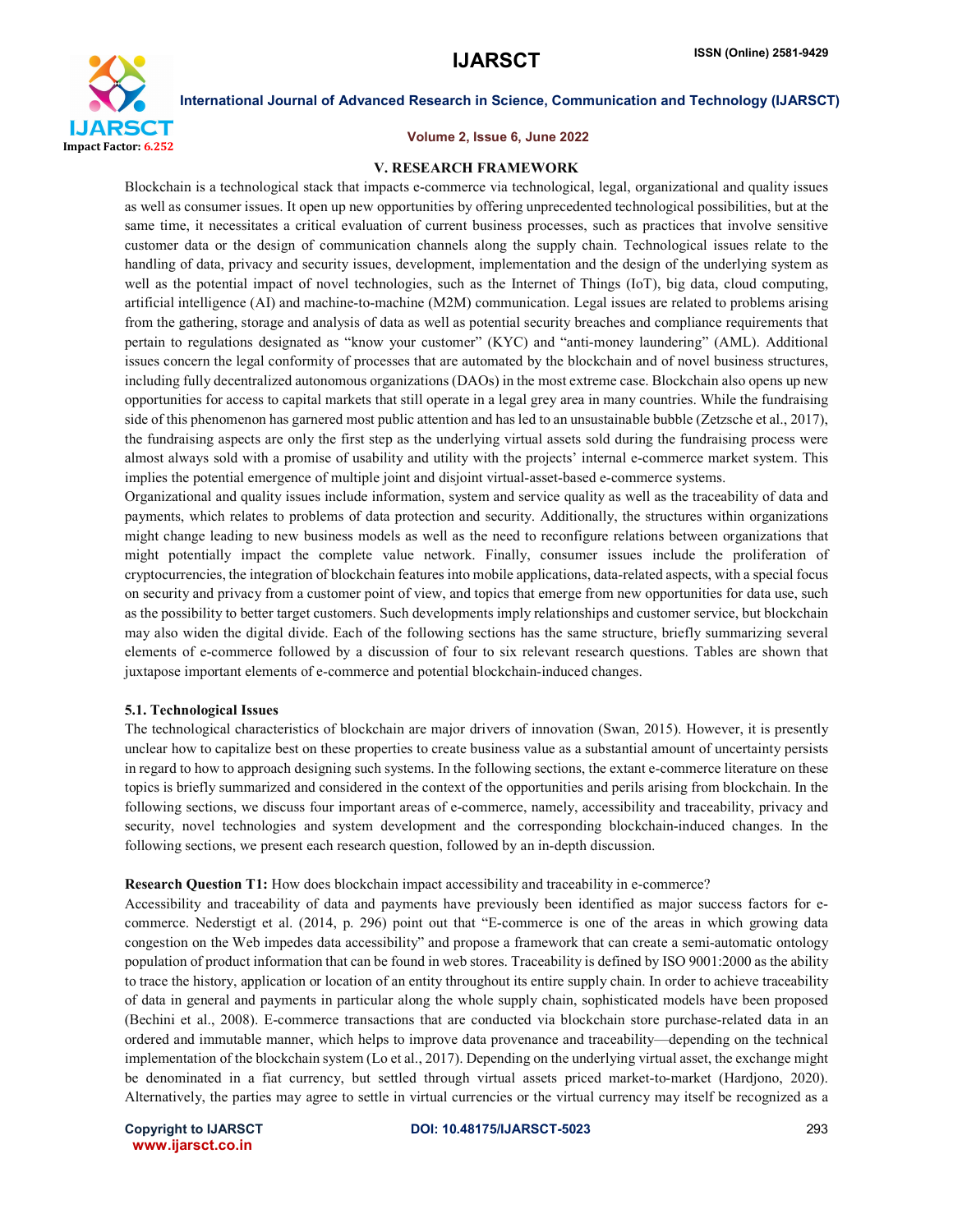## V. RESEARCH FRAMEWORK

Blockchain is a technological stack that impacts e-commerce via technological, legal, organizational and quality issues as well as consumer issues. It open up new opportunities by offering unprecedented technological possibilities, but at the same time, it necessitates a critical evaluation of current business processes, such as practices that involve sensitive customer data or the design of communication channels along the supply chain. Technological issues relate to the handling of data, privacy and security issues, development, implementation and the design of the underlying system as well as the potential impact of novel technologies, such as the Internet of Things (IoT), big data, cloud computing, artificial intelligence (AI) and machine-to-machine (M2M) communication. Legal issues are related to problems arising from the gathering, storage and analysis of data as well as potential security breaches and compliance requirements that pertain to regulations designated as "know your customer" (KYC) and "anti-money laundering" (AML). Additional issues concern the legal conformity of processes that are automated by the blockchain and of novel business structures, including fully decentralized autonomous organizations (DAOs) in the most extreme case. Blockchain also opens up new opportunities for access to capital markets that still operate in a legal grey area in many countries. While the fundraising side of this phenomenon has garnered most public attention and has led to an unsustainable bubble (Zetzsche et al., 2017), the fundraising aspects are only the first step as the underlying virtual assets sold during the fundraising process were almost always sold with a promise of usability and utility with the projects' internal e-commerce market system. This implies the potential emergence of multiple joint and disjoint virtual-asset-based e-commerce systems.

Organizational and quality issues include information, system and service quality as well as the traceability of data and payments, which relates to problems of data protection and security. Additionally, the structures within organizations might change leading to new business models as well as the need to reconfigure relations between organizations that might potentially impact the complete value network. Finally, consumer issues include the proliferation of cryptocurrencies, the integration of blockchain features into mobile applications, data-related aspects, with a special focus on security and privacy from a customer point of view, and topics that emerge from new opportunities for data use, such as the possibility to better target customers. Such developments imply relationships and customer service, but blockchain may also widen the digital divide. Each of the following sections has the same structure, briefly summarizing several elements of e-commerce followed by a discussion of four to six relevant research questions. Tables are shown that juxtapose important elements of e-commerce and potential blockchain-induced changes.

### 5.1. Technological Issues

The technological characteristics of blockchain are major drivers of innovation (Swan, 2015). However, it is presently unclear how to capitalize best on these properties to create business value as a substantial amount of uncertainty persists in regard to how to approach designing such systems. In the following sections, the extant e-commerce literature on these topics is briefly summarized and considered in the context of the opportunities and perils arising from blockchain. In the following sections, we discuss four important areas of e-commerce, namely, accessibility and traceability, privacy and security, novel technologies and system development and the corresponding blockchain-induced changes. In the following sections, we present each research question, followed by an in-depth discussion.

**Research Question T1:** How does blockchain impact accessibility and traceability in e-commerce?

Accessibility and traceability of data and payments have previously been identified as major success factors for e-commerce. Nederstigt et al. (2014, p. 296) point out that "E-commerce is one of the areas in which growing data congestion on the Web impedes data accessibility" and propose a framework that can create a semi-automatic ontology population of product information that can be found in web stores. Traceability is defined by ISO 9001:2000 as the ability to trace the history, application or location of an entity throughout its entire supply chain. In order to achieve traceability of data in general and payments in particular along the whole supply chain, sophisticated models have been proposed (Bechini et al., 2008). E-commerce transactions that are conducted via blockchain store purchase-related data in an ordered and immutable manner, which helps to improve data provenance and traceability—depending on the technical implementation of the blockchain system (Lo et al., 2017). Depending on the underlying virtual asset, the exchange might be denominated in a fiat currency, but settled through virtual assets priced market-to-market (Hardjono, 2020). Alternatively, the parties may agree to settle in virtual currencies or the virtual currency may itself be recognized as a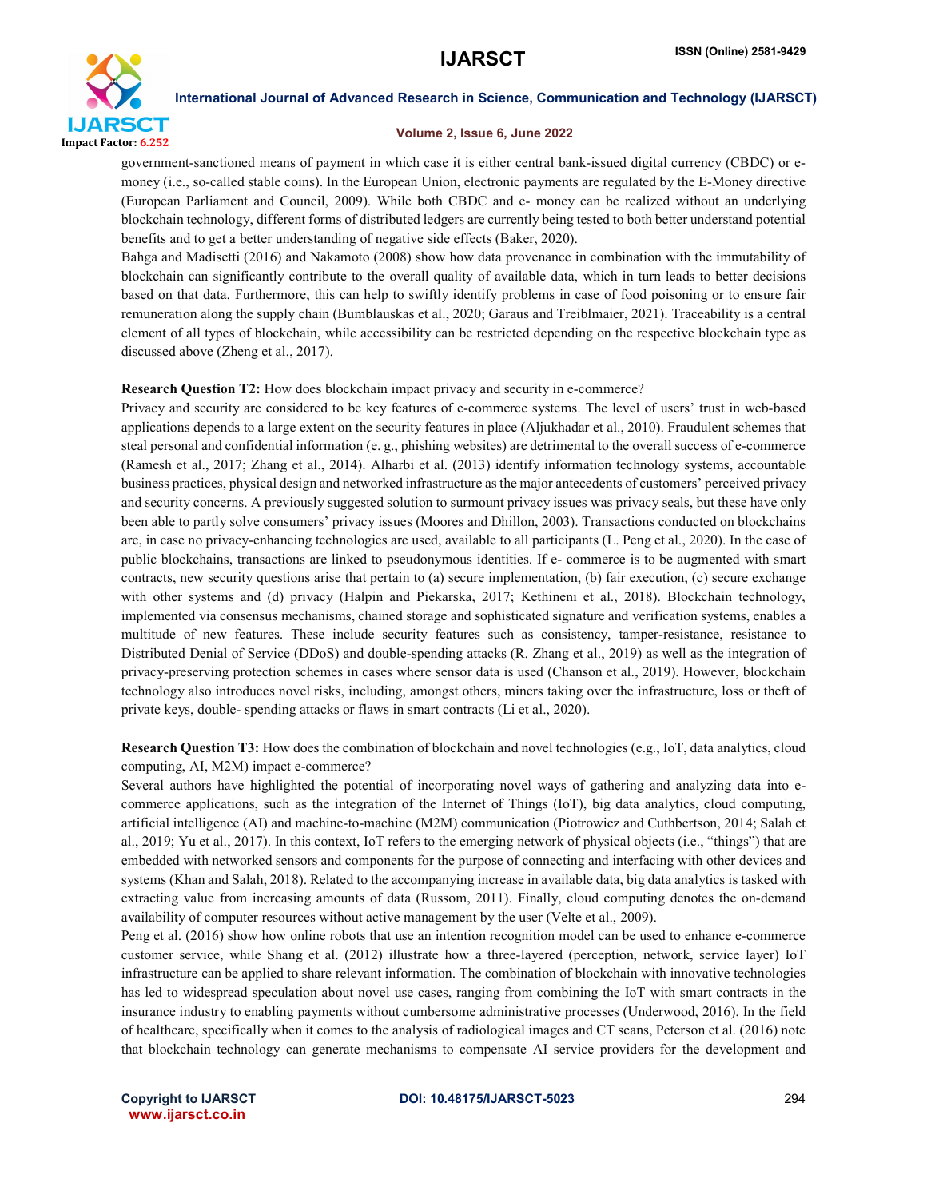government-sanctioned means of payment in which case it is either central bank-issued digital currency (CBDC) or e-money (i.e., so-called stable coins). In the European Union, electronic payments are regulated by the E-Money directive (European Parliament and Council, 2009). While both CBDC and e- money can be realized without an underlying blockchain technology, different forms of distributed ledgers are currently being tested to both better understand potential benefits and to get a better understanding of negative side effects (Baker, 2020).

Bahga and Madisetti (2016) and Nakamoto (2008) show how data provenance in combination with the immutability of blockchain can significantly contribute to the overall quality of available data, which in turn leads to better decisions based on that data. Furthermore, this can help to swiftly identify problems in case of food poisoning or to ensure fair remuneration along the supply chain (Bumblauskas et al., 2020; Garaus and Treiblmaier, 2021). Traceability is a central element of all types of blockchain, while accessibility can be restricted depending on the respective blockchain type as discussed above (Zheng et al., 2017).

**Research Question T2:** How does blockchain impact privacy and security in e-commerce?

Privacy and security are considered to be key features of e-commerce systems. The level of users' trust in web-based applications depends to a large extent on the security features in place (Aljukhadar et al., 2010). Fraudulent schemes that steal personal and confidential information (e. g., phishing websites) are detrimental to the overall success of e-commerce (Ramesh et al., 2017; Zhang et al., 2014). Alharbi et al. (2013) identify information technology systems, accountable business practices, physical design and networked infrastructure as the major antecedents of customers' perceived privacy and security concerns. A previously suggested solution to surmount privacy issues was privacy seals, but these have only been able to partly solve consumers' privacy issues (Moores and Dhillon, 2003). Transactions conducted on blockchains are, in case no privacy-enhancing technologies are used, available to all participants (L. Peng et al., 2020). In the case of public blockchains, transactions are linked to pseudonymous identities. If e- commerce is to be augmented with smart contracts, new security questions arise that pertain to (a) secure implementation, (b) fair execution, (c) secure exchange with other systems and (d) privacy (Halpin and Piekarska, 2017; Kethineni et al., 2018). Blockchain technology, implemented via consensus mechanisms, chained storage and sophisticated signature and verification systems, enables a multitude of new features. These include security features such as consistency, tamper-resistance, resistance to Distributed Denial of Service (DDoS) and double-spending attacks (R. Zhang et al., 2019) as well as the integration of privacy-preserving protection schemes in cases where sensor data is used (Chanson et al., 2019). However, blockchain technology also introduces novel risks, including, amongst others, miners taking over the infrastructure, loss or theft of private keys, double- spending attacks or flaws in smart contracts (Li et al., 2020).

**Research Question T3:** How does the combination of blockchain and novel technologies (e.g., IoT, data analytics, cloud computing, AI, M2M) impact e-commerce?

Several authors have highlighted the potential of incorporating novel ways of gathering and analyzing data into e-commerce applications, such as the integration of the Internet of Things (IoT), big data analytics, cloud computing, artificial intelligence (AI) and machine-to-machine (M2M) communication (Piotrowicz and Cuthbertson, 2014; Salah et al., 2019; Yu et al., 2017). In this context, IoT refers to the emerging network of physical objects (i.e., "things") that are embedded with networked sensors and components for the purpose of connecting and interfacing with other devices and systems (Khan and Salah, 2018). Related to the accompanying increase in available data, big data analytics is tasked with extracting value from increasing amounts of data (Russom, 2011). Finally, cloud computing denotes the on-demand availability of computer resources without active management by the user (Velte et al., 2009).

Peng et al. (2016) show how online robots that use an intention recognition model can be used to enhance e-commerce customer service, while Shang et al. (2012) illustrate how a three-layered (perception, network, service layer) IoT infrastructure can be applied to share relevant information. The combination of blockchain with innovative technologies has led to widespread speculation about novel use cases, ranging from combining the IoT with smart contracts in the insurance industry to enabling payments without cumbersome administrative processes (Underwood, 2016). In the field of healthcare, specifically when it comes to the analysis of radiological images and CT scans, Peterson et al. (2016) note that blockchain technology can generate mechanisms to compensate AI service providers for the development and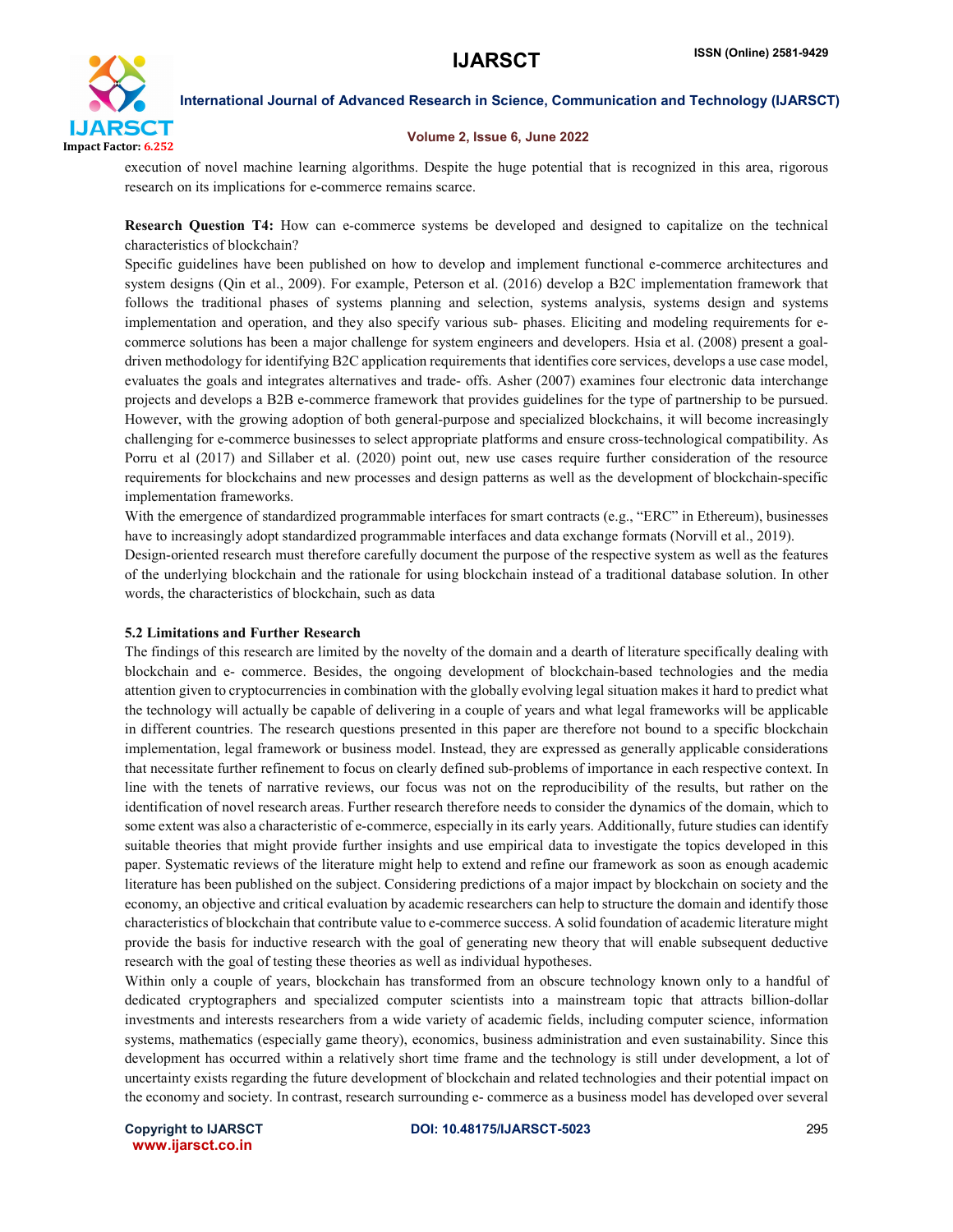execution of novel machine learning algorithms. Despite the huge potential that is recognized in this area, rigorous research on its implications for e-commerce remains scarce.

**Research Question T4:** How can e-commerce systems be developed and designed to capitalize on the technical characteristics of blockchain?

Specific guidelines have been published on how to develop and implement functional e-commerce architectures and system designs (Qin et al., 2009). For example, Peterson et al. (2016) develop a B2C implementation framework that follows the traditional phases of systems planning and selection, systems analysis, systems design and systems implementation and operation, and they also specify various sub- phases. Eliciting and modeling requirements for e-commerce solutions has been a major challenge for system engineers and developers. Hsia et al. (2008) present a goal-driven methodology for identifying B2C application requirements that identifies core services, develops a use case model, evaluates the goals and integrates alternatives and trade- offs. Asher (2007) examines four electronic data interchange projects and develops a B2B e-commerce framework that provides guidelines for the type of partnership to be pursued. However, with the growing adoption of both general-purpose and specialized blockchains, it will become increasingly challenging for e-commerce businesses to select appropriate platforms and ensure cross-technological compatibility. As Porru et al (2017) and Sillaber et al. (2020) point out, new use cases require further consideration of the resource requirements for blockchains and new processes and design patterns as well as the development of blockchain-specific implementation frameworks.

With the emergence of standardized programmable interfaces for smart contracts (e.g., "ERC" in Ethereum), businesses have to increasingly adopt standardized programmable interfaces and data exchange formats (Norvill et al., 2019).

Design-oriented research must therefore carefully document the purpose of the respective system as well as the features of the underlying blockchain and the rationale for using blockchain instead of a traditional database solution. In other words, the characteristics of blockchain, such as data

### 5.2 Limitations and Further Research

The findings of this research are limited by the novelty of the domain and a dearth of literature specifically dealing with blockchain and e- commerce. Besides, the ongoing development of blockchain-based technologies and the media attention given to cryptocurrencies in combination with the globally evolving legal situation makes it hard to predict what the technology will actually be capable of delivering in a couple of years and what legal frameworks will be applicable in different countries. The research questions presented in this paper are therefore not bound to a specific blockchain implementation, legal framework or business model. Instead, they are expressed as generally applicable considerations that necessitate further refinement to focus on clearly defined sub-problems of importance in each respective context. In line with the tenets of narrative reviews, our focus was not on the reproducibility of the results, but rather on the identification of novel research areas. Further research therefore needs to consider the dynamics of the domain, which to some extent was also a characteristic of e-commerce, especially in its early years. Additionally, future studies can identify suitable theories that might provide further insights and use empirical data to investigate the topics developed in this paper. Systematic reviews of the literature might help to extend and refine our framework as soon as enough academic literature has been published on the subject. Considering predictions of a major impact by blockchain on society and the economy, an objective and critical evaluation by academic researchers can help to structure the domain and identify those characteristics of blockchain that contribute value to e-commerce success. A solid foundation of academic literature might provide the basis for inductive research with the goal of generating new theory that will enable subsequent deductive research with the goal of testing these theories as well as individual hypotheses.

Within only a couple of years, blockchain has transformed from an obscure technology known only to a handful of dedicated cryptographers and specialized computer scientists into a mainstream topic that attracts billion-dollar investments and interests researchers from a wide variety of academic fields, including computer science, information systems, mathematics (especially game theory), economics, business administration and even sustainability. Since this development has occurred within a relatively short time frame and the technology is still under development, a lot of uncertainty exists regarding the future development of blockchain and related technologies and their potential impact on the economy and society. In contrast, research surrounding e- commerce as a business model has developed over several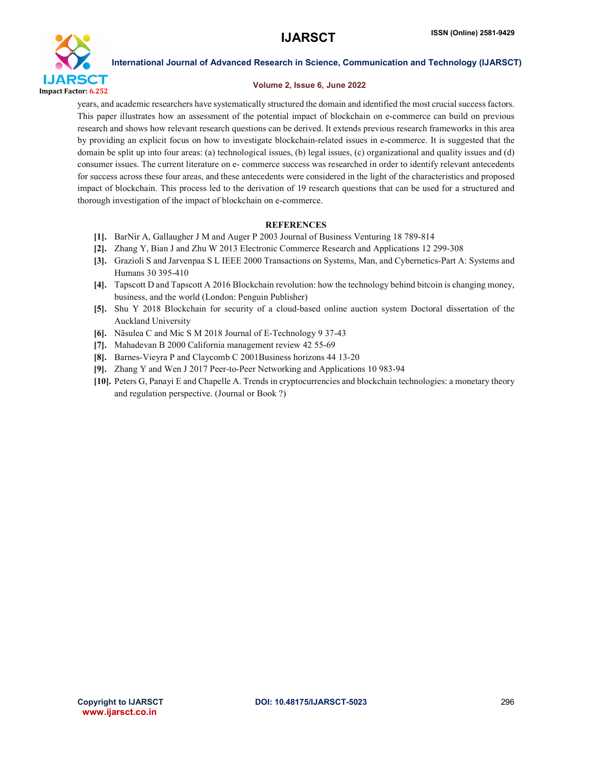years, and academic researchers have systematically structured the domain and identified the most crucial success factors. This paper illustrates how an assessment of the potential impact of blockchain on e-commerce can build on previous research and shows how relevant research questions can be derived. It extends previous research frameworks in this area by providing an explicit focus on how to investigate blockchain-related issues in e-commerce. It is suggested that the domain be split up into four areas: (a) technological issues, (b) legal issues, (c) organizational and quality issues and (d) consumer issues. The current literature on e- commerce success was researched in order to identify relevant antecedents for success across these four areas, and these antecedents were considered in the light of the characteristics and proposed impact of blockchain. This process led to the derivation of 19 research questions that can be used for a structured and thorough investigation of the impact of blockchain on e-commerce.

## REFERENCES

- **[1].** BarNir A, Gallaugher J M and Auger P 2003 Journal of Business Venturing 18 789-814
- **[2].** Zhang Y, Bian J and Zhu W 2013 Electronic Commerce Research and Applications 12 299-308
- **[3].** Grazioli S and Jarvenpaa S L IEEE 2000 Transactions on Systems, Man, and Cybernetics-Part A: Systems and Humans 30 395-410
- **[4].** Tapscott D and Tapscott A 2016 Blockchain revolution: how the technology behind bitcoin is changing money, business, and the world (London: Penguin Publisher)
- **[5].** Shu Y 2018 Blockchain for security of a cloud-based online auction system Doctoral dissertation of the Auckland University
- **[6].** Năsulea C and Mic S M 2018 Journal of E-Technology 9 37-43
- **[7].** Mahadevan B 2000 California management review 42 55-69
- **[8].** Barnes-Vieyra P and Claycomb C 2001Business horizons 44 13-20
- **[9].** Zhang Y and Wen J 2017 Peer-to-Peer Networking and Applications 10 983-94
- **[10].** Peters G, Panayi E and Chapelle A. Trends in cryptocurrencies and blockchain technologies: a monetary theory and regulation perspective. (Journal or Book ?)